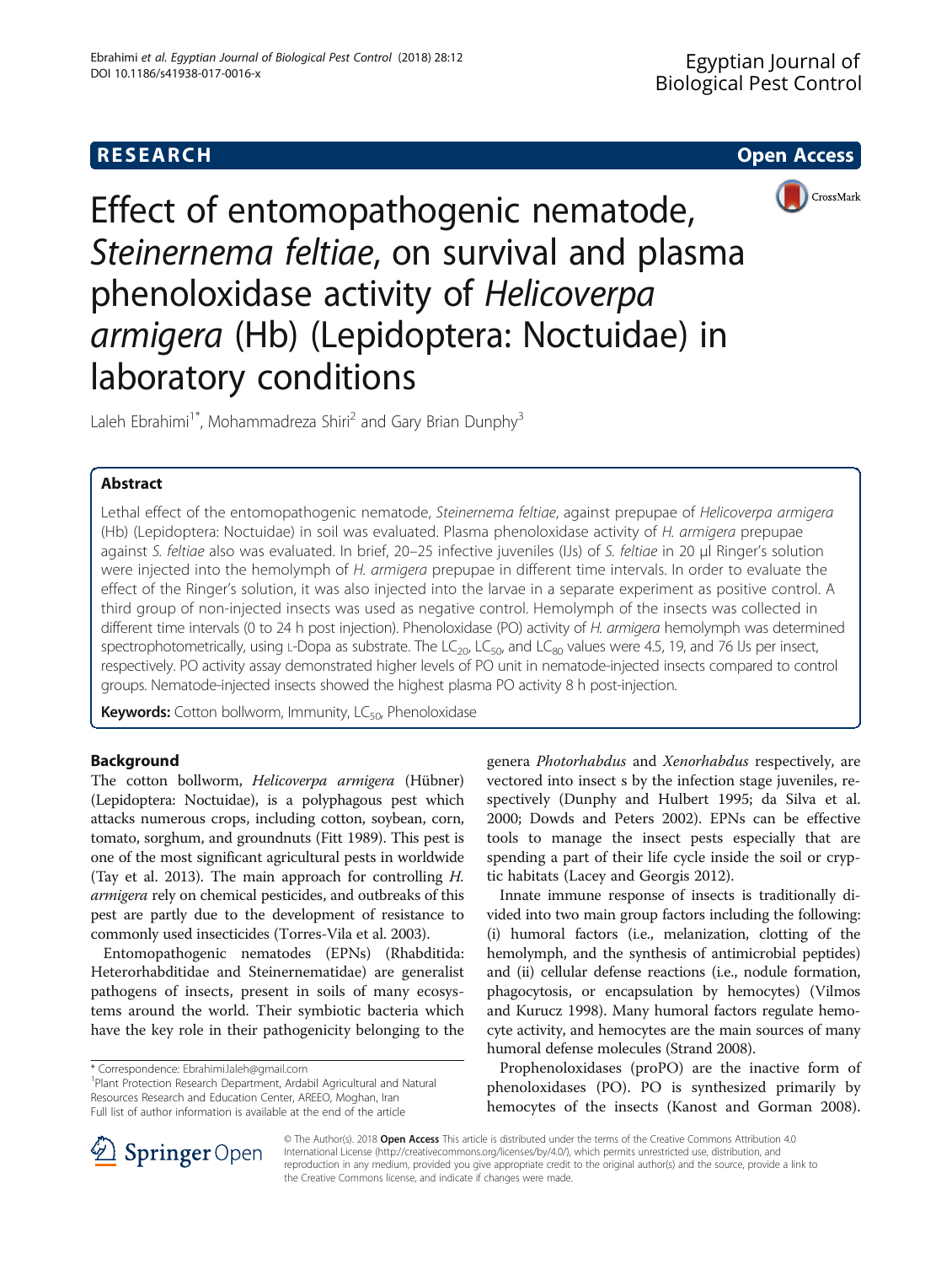**RESEARCH** **Open Access**

# Effect of entomopathogenic nematode, *Steinernema feltiae*, on survival and plasma phenoloxidase activity of *Helicoverpa armigera* (Hb) (Lepidoptera: Noctuidae) in laboratory conditions

Laleh Ebrahimi[1*], Mohammadreza Shiri[2] and Gary Brian Dunphy[3]

## Abstract

Lethal effect of the entomopathogenic nematode, *Steinernema feltiae*, against prepupae of *Helicoverpa armigera* (Hb) (Lepidoptera: Noctuidae) in soil was evaluated. Plasma phenoloxidase activity of *H. armigera* prepupae against *S. feltiae* also was evaluated. In brief, 20–25 infective juveniles (IJs) of *S. feltiae* in 20 μl Ringer's solution were injected into the hemolymph of *H. armigera* prepupae in different time intervals. In order to evaluate the effect of the Ringer's solution, it was also injected into the larvae in a separate experiment as positive control. A third group of non-injected insects was used as negative control. Hemolymph of the insects was collected in different time intervals (0 to 24 h post injection). Phenoloxidase (PO) activity of *H. armigera* hemolymph was determined spectrophotometrically, using L-Dopa as substrate. The $LC_{20}$, $LC_{50}$, and $LC_{80}$ values were 4.5, 19, and 76 IJs per insect, respectively. PO activity assay demonstrated higher levels of PO unit in nematode-injected insects compared to control groups. Nematode-injected insects showed the highest plasma PO activity 8 h post-injection.

**Keywords:** Cotton bollworm, Immunity, $LC_{50}$, Phenoloxidase

## Background

The cotton bollworm, *Helicoverpa armigera* (Hübner) (Lepidoptera: Noctuidae), is a polyphagous pest which attacks numerous crops, including cotton, soybean, corn, tomato, sorghum, and groundnuts (Fitt 1989). This pest is one of the most significant agricultural pests in worldwide (Tay et al. 2013). The main approach for controlling *H. armigera* rely on chemical pesticides, and outbreaks of this pest are partly due to the development of resistance to commonly used insecticides (Torres-Vila et al. 2003).

Entomopathogenic nematodes (EPNs) (Rhabditida: Heterorhabditidae and Steinernematidae) are generalist pathogens of insects, present in soils of many ecosystems around the world. Their symbiotic bacteria which have the key role in their pathogenicity belonging to the genera *Photorhabdus* and *Xenorhabdus* respectively, are vectored into insect s by the infection stage juveniles, respectively (Dunphy and Hulbert 1995; da Silva et al. 2000; Dowds and Peters 2002). EPNs can be effective tools to manage the insect pests especially that are spending a part of their life cycle inside the soil or cryptic habitats (Lacey and Georgis 2012).

Innate immune response of insects is traditionally divided into two main group factors including the following: (i) humoral factors (i.e., melanization, clotting of the hemolymph, and the synthesis of antimicrobial peptides) and (ii) cellular defense reactions (i.e., nodule formation, phagocytosis, or encapsulation by hemocytes) (Vilmos and Kurucz 1998). Many humoral factors regulate hemocyte activity, and hemocytes are the main sources of many humoral defense molecules (Strand 2008).

Prophenoloxidases (proPO) are the inactive form of phenoloxidases (PO). PO is synthesized primarily by hemocytes of the insects (Kanost and Gorman 2008).

\* Correspondence: Ebrahimi.laleh@gmail.com
[1]Plant Protection Research Department, Ardabil Agricultural and Natural Resources Research and Education Center, AREEO, Moghan, Iran
Full list of author information is available at the end of the article

© The Author(s). 2018 **Open Access** This article is distributed under the terms of the Creative Commons Attribution 4.0 International License (http://creativecommons.org/licenses/by/4.0/), which permits unrestricted use, distribution, and reproduction in any medium, provided you give appropriate credit to the original author(s) and the source, provide a link to the Creative Commons license, and indicate if changes were made.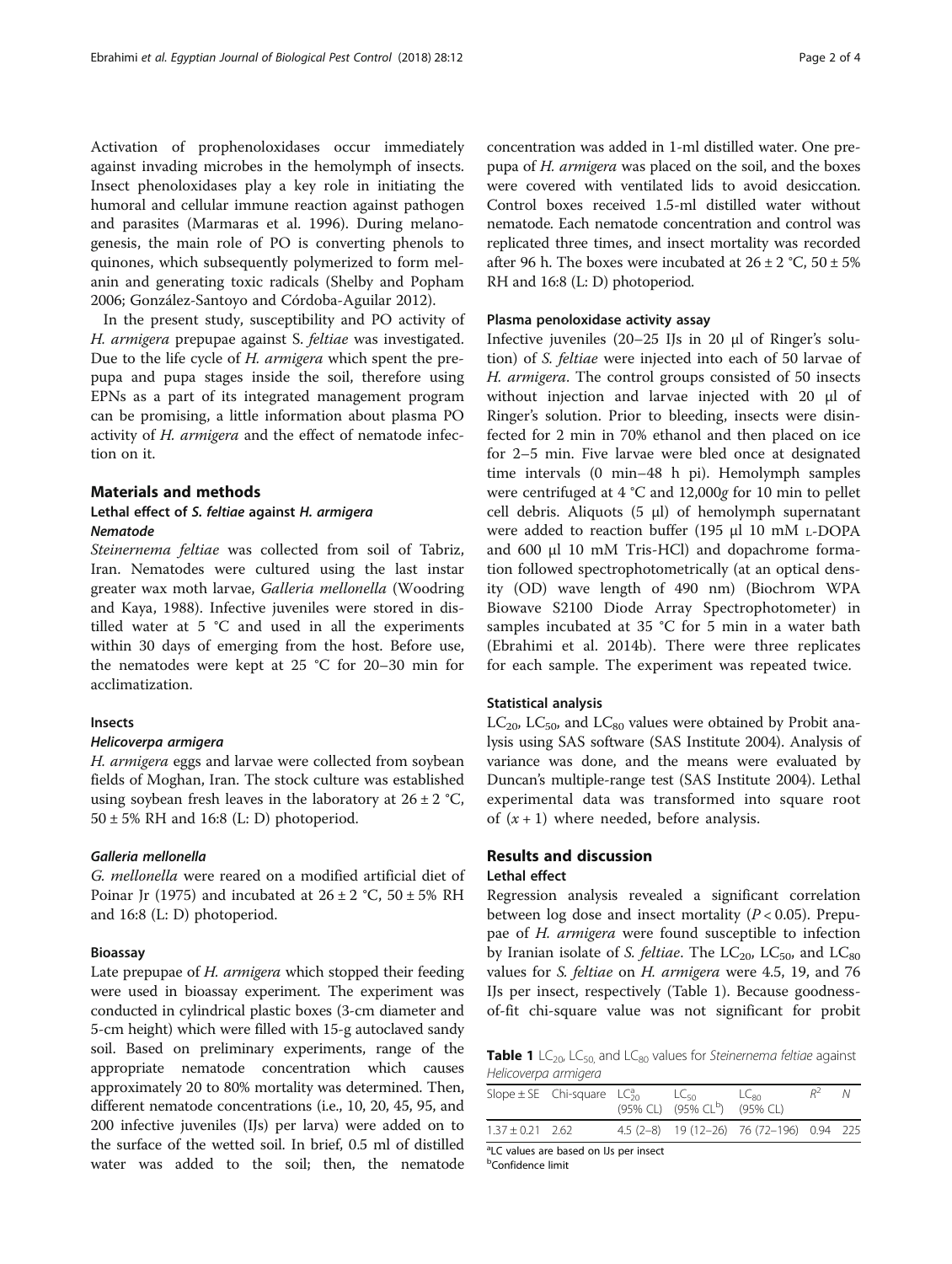Activation of prophenoloxidases occur immediately against invading microbes in the hemolymph of insects. Insect phenoloxidases play a key role in initiating the humoral and cellular immune reaction against pathogen and parasites (Marmaras et al. 1996). During melanogenesis, the main role of PO is converting phenols to quinones, which subsequently polymerized to form melanin and generating toxic radicals (Shelby and Popham 2006; González-Santoyo and Córdoba-Aguilar 2012).

In the present study, susceptibility and PO activity of *H. armigera* prepupae against S. *feltiae* was investigated. Due to the life cycle of *H. armigera* which spent the prepupa and pupa stages inside the soil, therefore using EPNs as a part of its integrated management program can be promising, a little information about plasma PO activity of *H. armigera* and the effect of nematode infection on it.

## Materials and methods

### Lethal effect of *S. feltiae* against *H. armigera*

#### *Nematode*

*Steinernema feltiae* was collected from soil of Tabriz, Iran. Nematodes were cultured using the last instar greater wax moth larvae, *Galleria mellonella* (Woodring and Kaya, 1988). Infective juveniles were stored in distilled water at 5 °C and used in all the experiments within 30 days of emerging from the host. Before use, the nematodes were kept at 25 °C for 20–30 min for acclimatization.

### Insects

#### *Helicoverpa armigera*

*H. armigera* eggs and larvae were collected from soybean fields of Moghan, Iran. The stock culture was established using soybean fresh leaves in the laboratory at 26 ± 2 °C, 50 ± 5% RH and 16:8 (L: D) photoperiod.

#### *Galleria mellonella*

*G. mellonella* were reared on a modified artificial diet of Poinar Jr (1975) and incubated at 26 ± 2 °C, 50 ± 5% RH and 16:8 (L: D) photoperiod.

### Bioassay

Late prepupae of *H. armigera* which stopped their feeding were used in bioassay experiment. The experiment was conducted in cylindrical plastic boxes (3-cm diameter and 5-cm height) which were filled with 15-g autoclaved sandy soil. Based on preliminary experiments, range of the appropriate nematode concentration which causes approximately 20 to 80% mortality was determined. Then, different nematode concentrations (i.e., 10, 20, 45, 95, and 200 infective juveniles (IJs) per larva) were added on to the surface of the wetted soil. In brief, 0.5 ml of distilled water was added to the soil; then, the nematode concentration was added in 1-ml distilled water. One prepupa of *H. armigera* was placed on the soil, and the boxes were covered with ventilated lids to avoid desiccation. Control boxes received 1.5-ml distilled water without nematode. Each nematode concentration and control was replicated three times, and insect mortality was recorded after 96 h. The boxes were incubated at 26 ± 2 °C, 50 ± 5% RH and 16:8 (L: D) photoperiod.

### Plasma penoloxidase activity assay

Infective juveniles (20–25 IJs in 20 μl of Ringer's solution) of *S. feltiae* were injected into each of 50 larvae of *H. armigera*. The control groups consisted of 50 insects without injection and larvae injected with 20 μl of Ringer's solution. Prior to bleeding, insects were disinfected for 2 min in 70% ethanol and then placed on ice for 2–5 min. Five larvae were bled once at designated time intervals (0 min–48 h pi). Hemolymph samples were centrifuged at 4 °C and 12,000*g* for 10 min to pellet cell debris. Aliquots (5 μl) of hemolymph supernatant were added to reaction buffer (195 μl 10 mM L-DOPA and 600 μl 10 mM Tris-HCl) and dopachrome formation followed spectrophotometrically (at an optical density (OD) wave length of 490 nm) (Biochrom WPA Biowave S2100 Diode Array Spectrophotometer) in samples incubated at 35 °C for 5 min in a water bath (Ebrahimi et al. 2014b). There were three replicates for each sample. The experiment was repeated twice.

### Statistical analysis

$LC_{20}$, $LC_{50}$, and $LC_{80}$ values were obtained by Probit analysis using SAS software (SAS Institute 2004). Analysis of variance was done, and the means were evaluated by Duncan's multiple-range test (SAS Institute 2004). Lethal experimental data was transformed into square root of $(x + 1)$ where needed, before analysis.

## Results and discussion

### Lethal effect

Regression analysis revealed a significant correlation between log dose and insect mortality ($P < 0.05$). Prepupae of *H. armigera* were found susceptible to infection by Iranian isolate of *S. feltiae*. The $LC_{20}$, $LC_{50}$, and $LC_{80}$ values for *S. feltiae* on *H. armigera* were 4.5, 19, and 76 IJs per insect, respectively (Table 1). Because goodness-of-fit chi-square value was not significant for probit

**Table 1** $LC_{20}$, $LC_{50}$, and $LC_{80}$ values for *Steinernema feltiae* against *Helicoverpa armigera*

| Slope ± SE | Chi-square | $LC_{20}^{a}$ (95% CL) | $LC_{50}$ (95% CL[b]) | $LC_{80}$ (95% CL) | $R^2$ | N |
|---|---|---|---|---|---|---|
| 1.37 ± 0.21 | 2.62 | 4.5 (2–8) | 19 (12–26) | 76 (72–196) | 0.94 | 225 |

[a]LC values are based on IJs per insect
[b]Confidence limit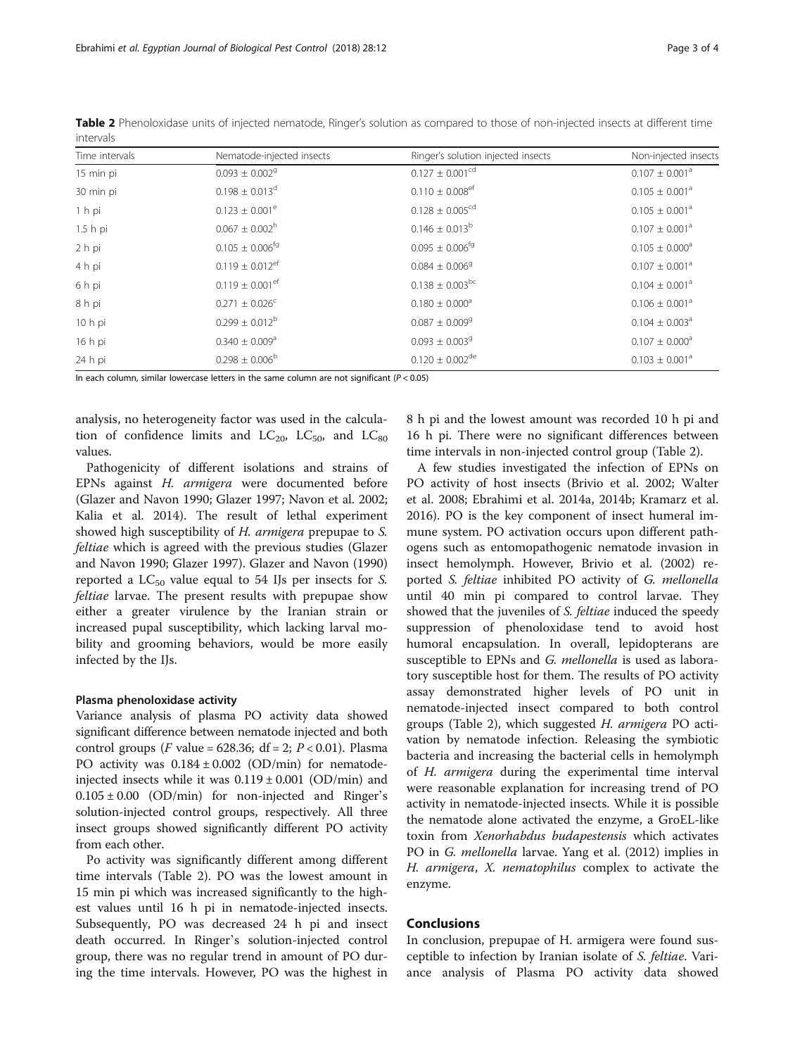**Table 2** Phenoloxidase units of injected nematode, Ringer's solution as compared to those of non-injected insects at different time intervals

| Time intervals | Nematode-injected insects | Ringer's solution injected insects | Non-injected insects |
|---|---|---|---|
| 15 min pi | $0.093 \pm 0.002^{g}$ | $0.127 \pm 0.001^{cd}$ | $0.107 \pm 0.001^{a}$ |
| 30 min pi | $0.198 \pm 0.013^{d}$ | $0.110 \pm 0.008^{ef}$ | $0.105 \pm 0.001^{a}$ |
| 1 h pi | $0.123 \pm 0.001^{e}$ | $0.128 \pm 0.005^{cd}$ | $0.105 \pm 0.001^{a}$ |
| 1.5 h pi | $0.067 \pm 0.002^{h}$ | $0.146 \pm 0.013^{b}$ | $0.107 \pm 0.001^{a}$ |
| 2 h pi | $0.105 \pm 0.006^{fg}$ | $0.095 \pm 0.006^{fg}$ | $0.105 \pm 0.000^{a}$ |
| 4 h pi | $0.119 \pm 0.012^{ef}$ | $0.084 \pm 0.006^{g}$ | $0.107 \pm 0.001^{a}$ |
| 6 h pi | $0.119 \pm 0.001^{ef}$ | $0.138 \pm 0.003^{bc}$ | $0.104 \pm 0.001^{a}$ |
| 8 h pi | $0.271 \pm 0.026^{c}$ | $0.180 \pm 0.000^{a}$ | $0.106 \pm 0.001^{a}$ |
| 10 h pi | $0.299 \pm 0.012^{b}$ | $0.087 \pm 0.009^{g}$ | $0.104 \pm 0.003^{a}$ |
| 16 h pi | $0.340 \pm 0.009^{a}$ | $0.093 \pm 0.003^{g}$ | $0.107 \pm 0.000^{a}$ |
| 24 h pi | $0.298 \pm 0.006^{b}$ | $0.120 \pm 0.002^{de}$ | $0.103 \pm 0.001^{a}$ |

In each column, similar lowercase letters in the same column are not significant ($P < 0.05$)

analysis, no heterogeneity factor was used in the calculation of confidence limits and $LC_{20}$, $LC_{50}$, and $LC_{80}$ values.

Pathogenicity of different isolations and strains of EPNs against *H. armigera* were documented before (Glazer and Navon 1990; Glazer 1997; Navon et al. 2002; Kalia et al. 2014). The result of lethal experiment showed high susceptibility of *H. armigera* prepupae to *S. feltiae* which is agreed with the previous studies (Glazer and Navon 1990; Glazer 1997). Glazer and Navon (1990) reported a $LC_{50}$ value equal to 54 IJs per insects for *S. feltiae* larvae. The present results with prepupae show either a greater virulence by the Iranian strain or increased pupal susceptibility, which lacking larval mobility and grooming behaviors, would be more easily infected by the IJs.

#### Plasma phenoloxidase activity

Variance analysis of plasma PO activity data showed significant difference between nematode injected and both control groups ($F$ value = 628.36; df = 2; $P < 0.01$). Plasma PO activity was $0.184 \pm 0.002$ (OD/min) for nematode-injected insects while it was $0.119 \pm 0.001$ (OD/min) and $0.105 \pm 0.00$ (OD/min) for non-injected and Ringer's solution-injected control groups, respectively. All three insect groups showed significantly different PO activity from each other.

Po activity was significantly different among different time intervals (Table 2). PO was the lowest amount in 15 min pi which was increased significantly to the highest values until 16 h pi in nematode-injected insects. Subsequently, PO was decreased 24 h pi and insect death occurred. In Ringer's solution-injected control group, there was no regular trend in amount of PO during the time intervals. However, PO was the highest in 8 h pi and the lowest amount was recorded 10 h pi and 16 h pi. There were no significant differences between time intervals in non-injected control group (Table 2).

A few studies investigated the infection of EPNs on PO activity of host insects (Brivio et al. 2002; Walter et al. 2008; Ebrahimi et al. 2014a, 2014b; Kramarz et al. 2016). PO is the key component of insect humeral immune system. PO activation occurs upon different pathogens such as entomopathogenic nematode invasion in insect hemolymph. However, Brivio et al. (2002) reported *S. feltiae* inhibited PO activity of *G. mellonella* until 40 min pi compared to control larvae. They showed that the juveniles of *S. feltiae* induced the speedy suppression of phenoloxidase tend to avoid host humoral encapsulation. In overall, lepidopterans are susceptible to EPNs and *G. mellonella* is used as laboratory susceptible host for them. The results of PO activity assay demonstrated higher levels of PO unit in nematode-injected insect compared to both control groups (Table 2), which suggested *H. armigera* PO activation by nematode infection. Releasing the symbiotic bacteria and increasing the bacterial cells in hemolymph of *H. armigera* during the experimental time interval were reasonable explanation for increasing trend of PO activity in nematode-injected insects. While it is possible the nematode alone activated the enzyme, a GroEL-like toxin from *Xenorhabdus budapestensis* which activates PO in *G. mellonella* larvae. Yang et al. (2012) implies in *H. armigera*, *X. nematophilus* complex to activate the enzyme.

## Conclusions

In conclusion, prepupae of H. armigera were found susceptible to infection by Iranian isolate of *S. feltiae*. Variance analysis of Plasma PO activity data showed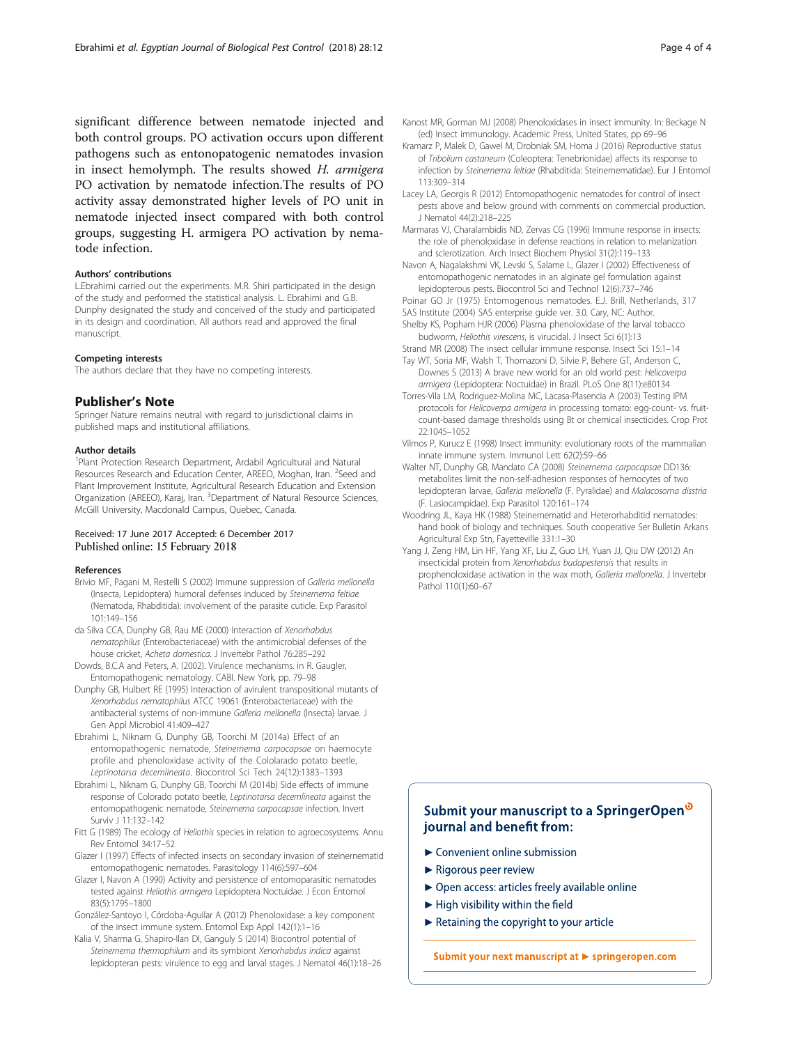significant difference between nematode injected and both control groups. PO activation occurs upon different pathogens such as entonopatogenic nematodes invasion in insect hemolymph. The results showed *H. armigera* PO activation by nematode infection.The results of PO activity assay demonstrated higher levels of PO unit in nematode injected insect compared with both control groups, suggesting H. armigera PO activation by nematode infection.

#### Authors' contributions

L.Ebrahimi carried out the experiments. M.R. Shiri participated in the design of the study and performed the statistical analysis. L. Ebrahimi and G.B. Dunphy designated the study and conceived of the study and participated in its design and coordination. All authors read and approved the final manuscript.

#### Competing interests

The authors declare that they have no competing interests.

### Publisher's Note

Springer Nature remains neutral with regard to jurisdictional claims in published maps and institutional affiliations.

#### Author details

[1]Plant Protection Research Department, Ardabil Agricultural and Natural Resources Research and Education Center, AREEO, Moghan, Iran. [2]Seed and Plant Improvement Institute, Agricultural Research Education and Extension Organization (AREEO), Karaj, Iran. [3]Department of Natural Resource Sciences, McGill University, Macdonald Campus, Quebec, Canada.

Received: 17 June 2017 Accepted: 6 December 2017
Published online: 15 February 2018

#### References

Brivio MF, Pagani M, Restelli S (2002) Immune suppression of *Galleria mellonella* (Insecta, Lepidoptera) humoral defenses induced by *Steinernema feltiae* (Nematoda, Rhabditida): involvement of the parasite cuticle. Exp Parasitol 101:149–156

da Silva CCA, Dunphy GB, Rau ME (2000) Interaction of *Xenorhabdus nematophilus* (Enterobacteriaceae) with the antimicrobial defenses of the house cricket, *Acheta domestica*. J Invertebr Pathol 76:285–292

Dowds, B.C.A and Peters, A. (2002). Virulence mechanisms. in R. Gaugler, Entomopathogenic nematology. CABI. New York, pp. 79–98

Dunphy GB, Hulbert RE (1995) Interaction of avirulent transpositional mutants of *Xenorhabdus nematophilus* ATCC 19061 (Enterobacteriaceae) with the antibacterial systems of non-immune *Galleria mellonella* (Insecta) larvae. J Gen Appl Microbiol 41:409–427

Ebrahimi L, Niknam G, Dunphy GB, Toorchi M (2014a) Effect of an entomopathogenic nematode, *Steinernema carpocapsae* on haemocyte profile and phenoloxidase activity of the Cololarado potato beetle, *Leptinotarsa decemlineata*. Biocontrol Sci Tech 24(12):1383–1393

Ebrahimi L, Niknam G, Dunphy GB, Toorchi M (2014b) Side effects of immune response of Colorado potato beetle, *Leptinotarsa decemlineata* against the entomopathogenic nematode, *Steinernema carpocapsae* infection. Invert Surviv J 11:132–142

Fitt G (1989) The ecology of *Heliothis* species in relation to agroecosystems. Annu Rev Entomol 34:17–52

Glazer I (1997) Effects of infected insects on secondary invasion of steinernematid entomopathogenic nematodes. Parasitology 114(6):597–604

Glazer I, Navon A (1990) Activity and persistence of entomoparasitic nematodes tested against *Heliothis armigera* Lepidoptera Noctuidae. J Econ Entomol 83(5):1795–1800

González-Santoyo I, Córdoba-Aguilar A (2012) Phenoloxidase: a key component of the insect immune system. Entomol Exp Appl 142(1):1–16

Kalia V, Sharma G, Shapiro-Ilan DI, Ganguly S (2014) Biocontrol potential of *Steinernema thermophilum* and its symbiont *Xenorhabdus indica* against lepidopteran pests: virulence to egg and larval stages. J Nematol 46(1):18–26

Kanost MR, Gorman MJ (2008) Phenoloxidases in insect immunity. In: Beckage N (ed) Insect immunology. Academic Press, United States, pp 69–96

Kramarz P, Malek D, Gawel M, Drobniak SM, Homa J (2016) Reproductive status of *Tribolium castaneum* (Coleoptera: Tenebrionidae) affects its response to infection by *Steinernema feltiae* (Rhabditida: Steinernematidae). Eur J Entomol 113:309–314

Lacey LA, Georgis R (2012) Entomopathogenic nematodes for control of insect pests above and below ground with comments on commercial production. J Nematol 44(2):218–225

Marmaras VJ, Charalambidis ND, Zervas CG (1996) Immune response in insects: the role of phenoloxidase in defense reactions in relation to melanization and sclerotization. Arch Insect Biochem Physiol 31(2):119–133

Navon A, Nagalakshmi VK, Levski S, Salame L, Glazer I (2002) Effectiveness of entomopathogenic nematodes in an alginate gel formulation against lepidopterous pests. Biocontrol Sci and Technol 12(6):737–746

Poinar GO Jr (1975) Entomogenous nematodes. E.J. Brill, Netherlands, 317

SAS Institute (2004) SAS enterprise guide ver. 3.0. Cary, NC: Author.

Shelby KS, Popham HJR (2006) Plasma phenoloxidase of the larval tobacco budworm, *Heliothis virescens*, is virucidal. J Insect Sci 6(1):13

Strand MR (2008) The insect cellular immune response. Insect Sci 15:1–14

Tay WT, Soria MF, Walsh T, Thomazoni D, Silvie P, Behere GT, Anderson C, Downes S (2013) A brave new world for an old world pest: *Helicoverpa armigera* (Lepidoptera: Noctuidae) in Brazil. PLoS One 8(11):e80134

Torres-Vila LM, Rodriguez-Molina MC, Lacasa-Plasencia A (2003) Testing IPM protocols for *Helicoverpa armigera* in processing tomato: egg-count- vs. fruit-count-based damage thresholds using Bt or chemical insecticides. Crop Prot 22:1045–1052

Vilmos P, Kurucz E (1998) Insect immunity: evolutionary roots of the mammalian innate immune system. Immunol Lett 62(2):59–66

Walter NT, Dunphy GB, Mandato CA (2008) *Steinernema carpocapsae* DD136: metabolites limit the non-self-adhesion responses of hemocytes of two lepidopteran larvae, *Galleria mellonella* (F. Pyralidae) and *Malacosoma disstria* (F. Lasiocampidae). Exp Parasitol 120:161–174

Woodring JL, Kaya HK (1988) Steinernematid and Heterorhabditid nematodes: hand book of biology and techniques. South cooperative Ser Bulletin Arkans Agricultural Exp Stn, Fayetteville 331:1–30

Yang J, Zeng HM, Lin HF, Yang XF, Liu Z, Guo LH, Yuan JJ, Qiu DW (2012) An insecticidal protein from *Xenorhabdus budapestensis* that results in prophenoloxidase activation in the wax moth, *Galleria mellonella*. J Invertebr Pathol 110(1):60–67